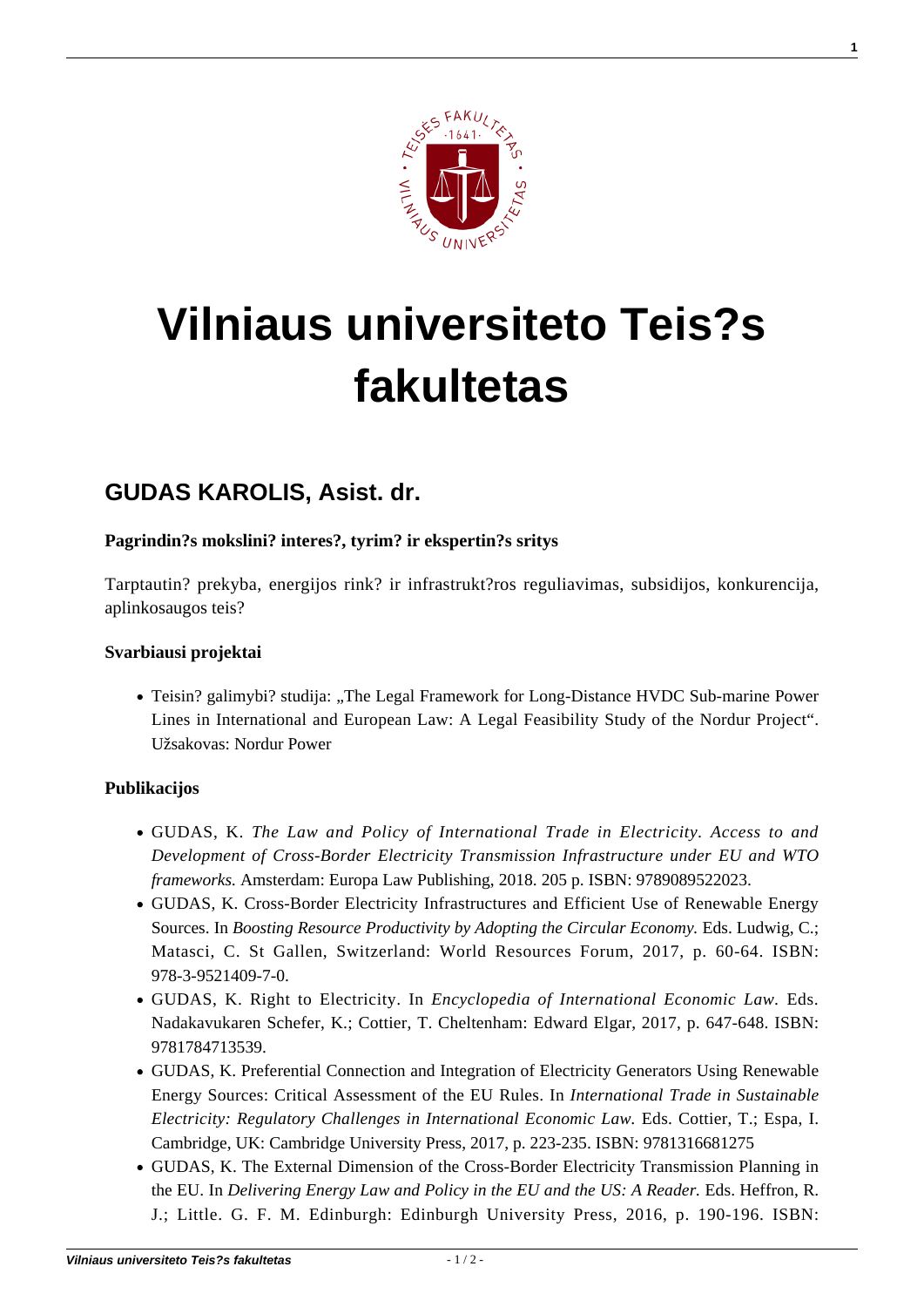# Vilniaus universiteto Teis?s fakultetas

## GUDAS KAROLIS, Asist. dr.

**Pagrindin?s mokslini? interes?, tyrim? ir ekspertin?s sritys**

Tarptautin? prekyba, energijos rink? ir infrastrukt?ros reguliavimas, subsidijos, konkurencija, aplinkosaugos teis?

**Svarbiausi projektai**

- Teisin? galimybi? studija: „The Legal Framework for Long-Distance HVDC Sub-marine Power Lines in International and European Law: A Legal Feasibility Study of the Nordur Project". Užsakovas: Nordur Power

**Publikacijos**

- GUDAS, K. *The Law and Policy of International Trade in Electricity. Access to and Development of Cross-Border Electricity Transmission Infrastructure under EU and WTO frameworks.* Amsterdam: Europa Law Publishing, 2018. 205 p. ISBN: 9789089522023.
- GUDAS, K. Cross-Border Electricity Infrastructures and Efficient Use of Renewable Energy Sources. In *Boosting Resource Productivity by Adopting the Circular Economy.* Eds. Ludwig, C.; Matasci, C. St Gallen, Switzerland: World Resources Forum, 2017, p. 60-64. ISBN: 978-3-9521409-7-0.
- GUDAS, K. Right to Electricity. In *Encyclopedia of International Economic Law.* Eds. Nadakavukaren Schefer, K.; Cottier, T. Cheltenham: Edward Elgar, 2017, p. 647-648. ISBN: 9781784713539.
- GUDAS, K. Preferential Connection and Integration of Electricity Generators Using Renewable Energy Sources: Critical Assessment of the EU Rules. In *International Trade in Sustainable Electricity: Regulatory Challenges in International Economic Law.* Eds. Cottier, T.; Espa, I. Cambridge, UK: Cambridge University Press, 2017, p. 223-235. ISBN: 9781316681275
- GUDAS, K. The External Dimension of the Cross-Border Electricity Transmission Planning in the EU. In *Delivering Energy Law and Policy in the EU and the US: A Reader.* Eds. Heffron, R. J.; Little. G. F. M. Edinburgh: Edinburgh University Press, 2016, p. 190-196. ISBN: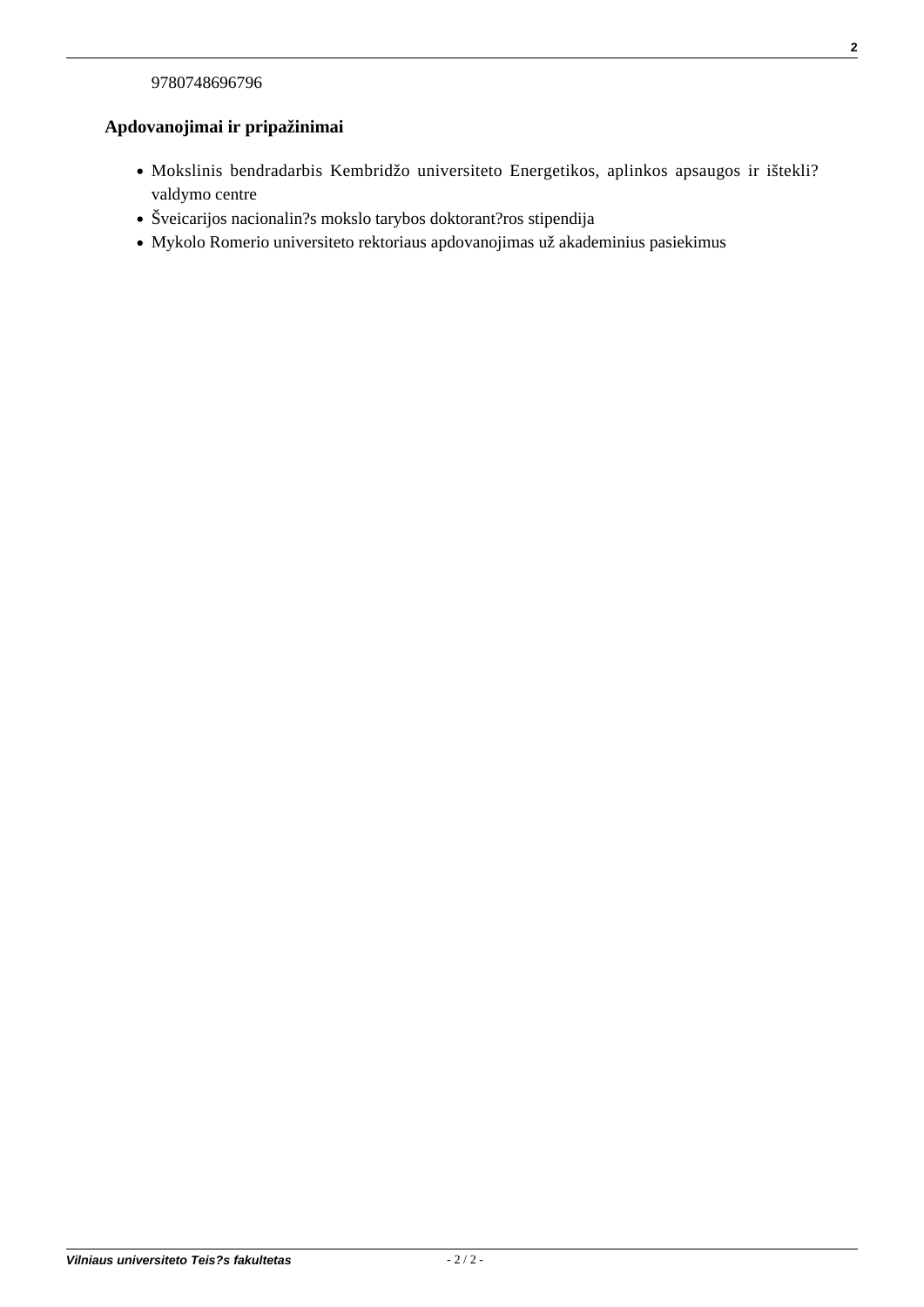9780748696796

**Apdovanojimai ir pripažinimai**

- Mokslinis bendradarbis Kembridžo universiteto Energetikos, aplinkos apsaugos ir ištekli? valdymo centre
- Šveicarijos nacionalin?s mokslo tarybos doktorant?ros stipendija
- Mykolo Romerio universiteto rektoriaus apdovanojimas už akademinius pasiekimus